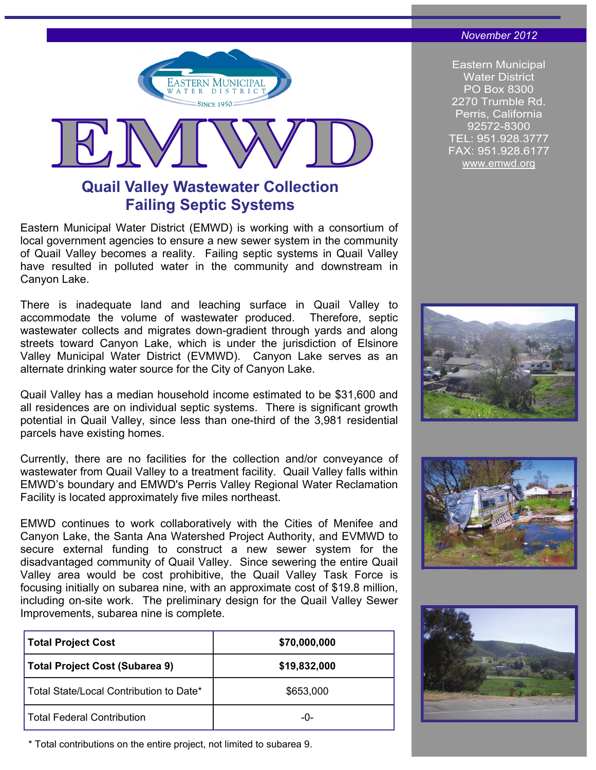November 2012

Eastern Municipal Water District
PO Box 8300
2270 Trumble Rd.
Perris, California
92572-8300
TEL: 951.928.3777
FAX: 951.928.6177
www.emwd.org

EASTERN MUNICIPAL WATER DISTRICT
SINCE 1950

# EMWD

## Quail Valley Wastewater Collection Failing Septic Systems

Eastern Municipal Water District (EMWD) is working with a consortium of local government agencies to ensure a new sewer system in the community of Quail Valley becomes a reality. Failing septic systems in Quail Valley have resulted in polluted water in the community and downstream in Canyon Lake.

There is inadequate land and leaching surface in Quail Valley to accommodate the volume of wastewater produced. Therefore, septic wastewater collects and migrates down-gradient through yards and along streets toward Canyon Lake, which is under the jurisdiction of Elsinore Valley Municipal Water District (EVMWD). Canyon Lake serves as an alternate drinking water source for the City of Canyon Lake.

Quail Valley has a median household income estimated to be $31,600 and all residences are on individual septic systems. There is significant growth potential in Quail Valley, since less than one-third of the 3,981 residential parcels have existing homes.

Currently, there are no facilities for the collection and/or conveyance of wastewater from Quail Valley to a treatment facility. Quail Valley falls within EMWD's boundary and EMWD's Perris Valley Regional Water Reclamation Facility is located approximately five miles northeast.

EMWD continues to work collaboratively with the Cities of Menifee and Canyon Lake, the Santa Ana Watershed Project Authority, and EVMWD to secure external funding to construct a new sewer system for the disadvantaged community of Quail Valley. Since sewering the entire Quail Valley area would be cost prohibitive, the Quail Valley Task Force is focusing initially on subarea nine, with an approximate cost of $19.8 million, including on-site work. The preliminary design for the Quail Valley Sewer Improvements, subarea nine is complete.

| | |
|---|---|
| **Total Project Cost** | **$70,000,000** |
| **Total Project Cost (Subarea 9)** | **$19,832,000** |
| Total State/Local Contribution to Date* | $653,000 |
| Total Federal Contribution | -0- |

\* Total contributions on the entire project, not limited to subarea 9.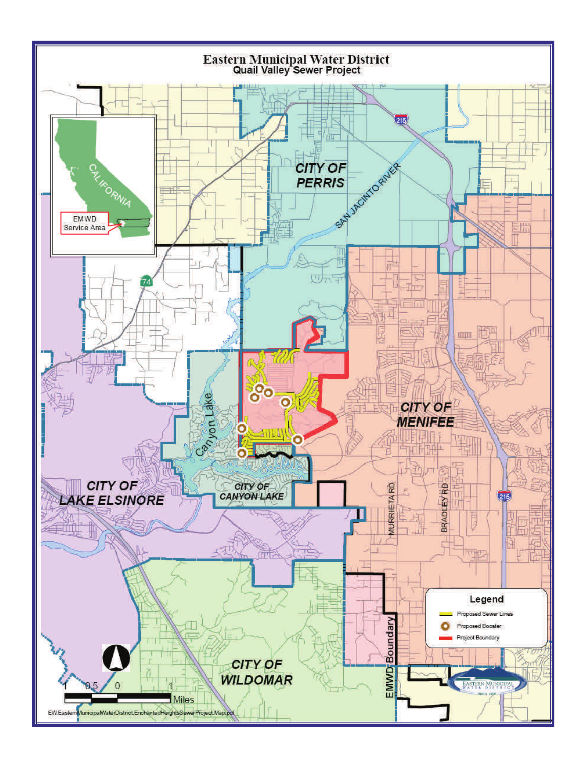# Eastern Municipal Water District

## Quail Valley Sewer Project

CITY OF PERRIS

SAN JACINTO RIVER

CITY OF MENIFEE

Canyon Lake

CITY OF CANYON LAKE

CITY OF LAKE ELSINORE

CITY OF WILDOMAR

MURRIETA RD

BRADLEY RD

EMWD Boundary

CALIFORNIA

EMWD Service Area

215

74

**Legend**

- Proposed Sewer Lines
- Proposed Booster
- Project Boundary

1 0.5 0 1 Miles

EASTERN MUNICIPAL WATER DISTRICT

EW.EasternMunicipalWaterDistrict.EnchantedHeightsSewerProject.Map.pdf